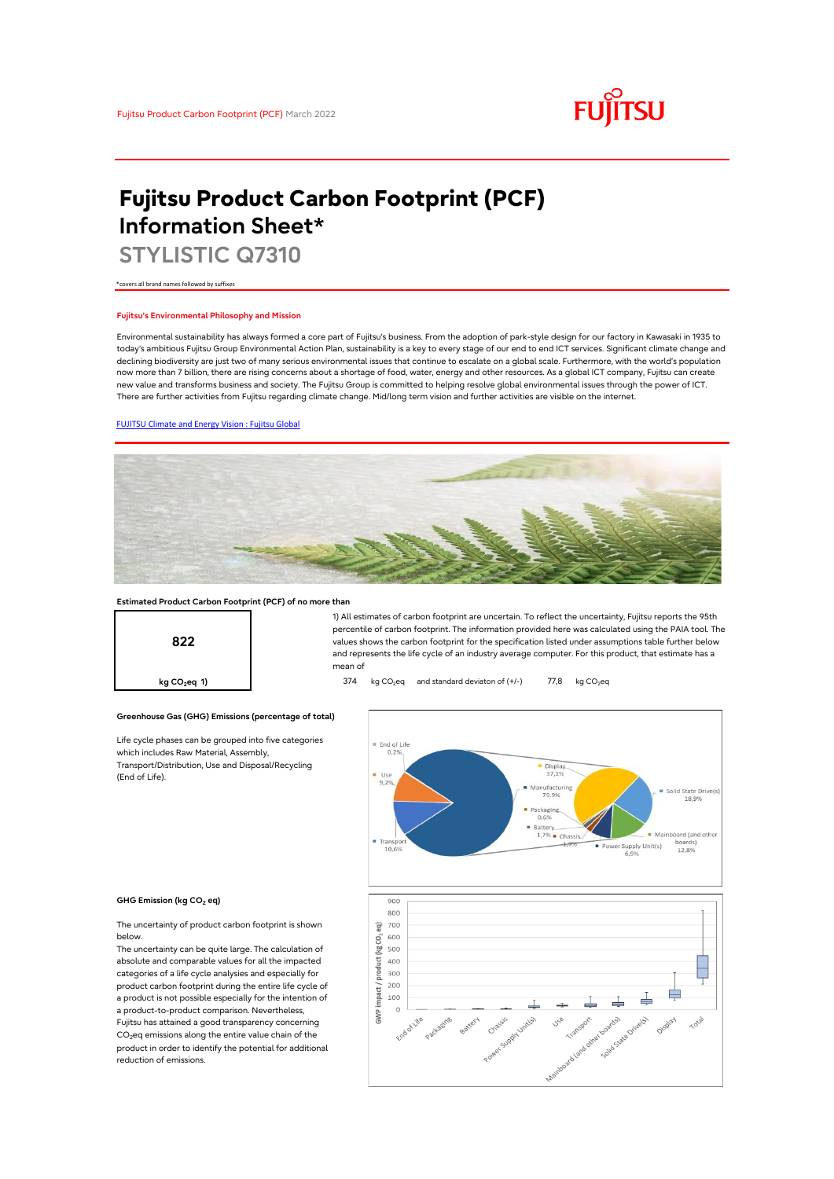Fujitsu Product Carbon Footprint (PCF) March 2022

# Fujitsu Product Carbon Footprint (PCF) Information Sheet*

## STYLISTIC Q7310

*covers all brand names followed by suffixes

### Fujitsu's Environmental Philosophy and Mission

Environmental sustainability has always formed a core part of Fujitsu's business. From the adoption of park-style design for our factory in Kawasaki in 1935 to today's ambitious Fujitsu Group Environmental Action Plan, sustainability is a key to every stage of our end to end ICT services. Significant climate change and declining biodiversity are just two of many serious environmental issues that continue to escalate on a global scale. Furthermore, with the world's population now more than 7 billion, there are rising concerns about a shortage of food, water, energy and other resources. As a global ICT company, Fujitsu can create new value and transforms business and society. The Fujitsu Group is committed to helping resolve global environmental issues through the power of ICT. There are further activities from Fujitsu regarding climate change. Mid/long term vision and further activities are visible on the internet.

[FUJITSU Climate and Energy Vision : Fujitsu Global]

### Estimated Product Carbon Footprint (PCF) of no more than

**822**

kg $CO_2$eq 1)

1) All estimates of carbon footprint are uncertain. To reflect the uncertainty, Fujitsu reports the 95th percentile of carbon footprint. The information provided here was calculated using the PAIA tool. The values shows the carbon footprint for the specification listed under assumptions table further below and represents the life cycle of an industry average computer. For this product, that estimate has a mean of

374 kg $CO_2$eq and standard deviaton of (+/-) 77,8 kg $CO_2$eq

### Greenhouse Gas (GHG) Emissions (percentage of total)

Life cycle phases can be grouped into five categories which includes Raw Material, Assembly, Transport/Distribution, Use and Disposal/Recycling (End of Life).

| Phase | Share |
|---|---|
| End of Life | 0,2% |
| Use | 9,2% |
| Transport | 10,6% |
| Manufacturing | 79,9% |

| Manufacturing component | Share |
|---|---|
| Display | 37,1% |
| Solid State Drive(s) | 18,9% |
| Mainboard (and other boards) | 12,8% |
| Power Supply Unit(s) | 6,9% |
| Chassis | 1,9% |
| Battery | 1,7% |
| Packaging | 0,6% |

### GHG Emission (kg $CO_2$ eq)

The uncertainty of product carbon footprint is shown below.

The uncertainty can be quite large. The calculation of absolute and comparable values for all the impacted categories of a life cycle analysis and especially for product carbon footprint during the entire life cycle of a product is not possible especially for the intention of a product-to-product comparison. Nevertheless, Fujitsu has attained a good transparency concerning $CO_2$eq emissions along the entire value chain of the product in order to identify the potential for additional reduction of emissions.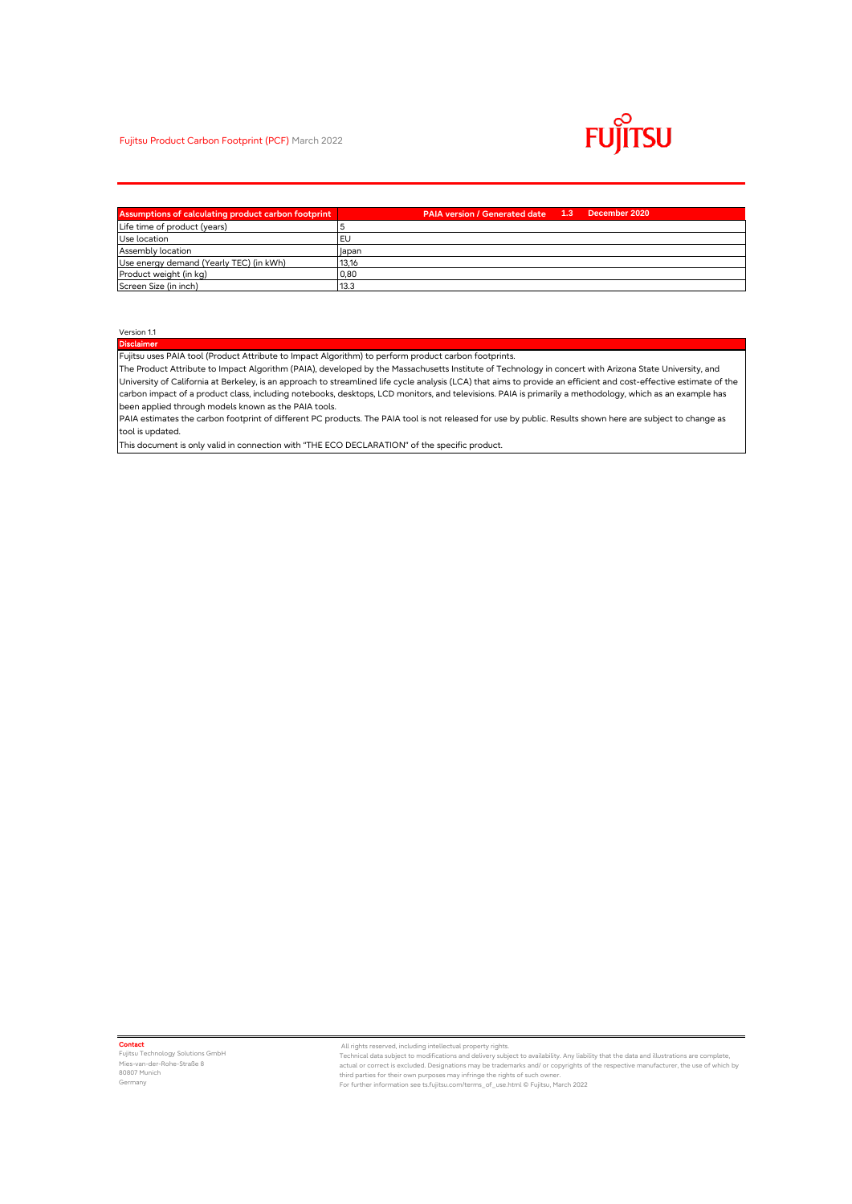Fujitsu Product Carbon Footprint (PCF) March 2022

FUJITSU

| Assumptions of calculating product carbon footprint | PAIA version / Generated date 1.3 December 2020 |
| --- | --- |
| Life time of product (years) | 5 |
| Use location | EU |
| Assembly location | Japan |
| Use energy demand (Yearly TEC) (in kWh) | 13,16 |
| Product weight (in kg) | 0,80 |
| Screen Size (in inch) | 13.3 |

Version 1.1

**Disclaimer**

Fujitsu uses PAIA tool (Product Attribute to Impact Algorithm) to perform product carbon footprints.

The Product Attribute to Impact Algorithm (PAIA), developed by the Massachusetts Institute of Technology in concert with Arizona State University, and University of California at Berkeley, is an approach to streamlined life cycle analysis (LCA) that aims to provide an efficient and cost-effective estimate of the carbon impact of a product class, including notebooks, desktops, LCD monitors, and televisions. PAIA is primarily a methodology, which as an example has been applied through models known as the PAIA tools.

PAIA estimates the carbon footprint of different PC products. The PAIA tool is not released for use by public. Results shown here are subject to change as tool is updated.

This document is only valid in connection with "THE ECO DECLARATION" of the specific product.

**Contact**
Fujitsu Technology Solutions GmbH
Mies-van-der-Rohe-Straße 8
80807 Munich
Germany

All rights reserved, including intellectual property rights.
Technical data subject to modifications and delivery subject to availability. Any liability that the data and illustrations are complete, actual or correct is excluded. Designations may be trademarks and/ or copyrights of the respective manufacturer, the use of which by third parties for their own purposes may infringe the rights of such owner.
For further information see ts.fujitsu.com/terms_of_use.html © Fujitsu, March 2022